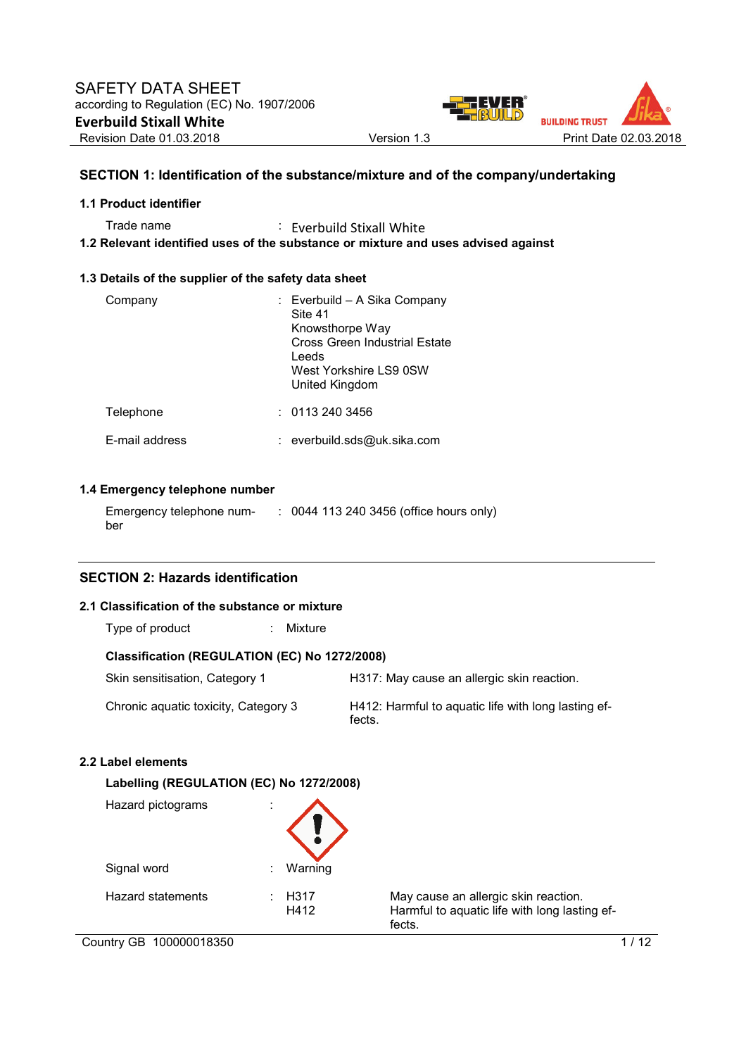SAFETY DATA SHEET
according to Regulation (EC) No. 1907/2006

**Everbuild Stixall White**

Revision Date 01.03.2018 Version 1.3 Print Date 02.03.2018

## SECTION 1: Identification of the substance/mixture and of the company/undertaking

### 1.1 Product identifier

Trade name : Everbuild Stixall White

### 1.2 Relevant identified uses of the substance or mixture and uses advised against

### 1.3 Details of the supplier of the safety data sheet

Company : Everbuild – A Sika Company
Site 41
Knowsthorpe Way
Cross Green Industrial Estate
Leeds
West Yorkshire LS9 0SW
United Kingdom

Telephone : 0113 240 3456

E-mail address : everbuild.sds@uk.sika.com

### 1.4 Emergency telephone number

Emergency telephone number : 0044 113 240 3456 (office hours only)

## SECTION 2: Hazards identification

### 2.1 Classification of the substance or mixture

Type of product : Mixture

**Classification (REGULATION (EC) No 1272/2008)**

| | |
|---|---|
| Skin sensitisation, Category 1 | H317: May cause an allergic skin reaction. |
| Chronic aquatic toxicity, Category 3 | H412: Harmful to aquatic life with long lasting effects. |

### 2.2 Label elements

**Labelling (REGULATION (EC) No 1272/2008)**

Hazard pictograms :

Signal word : Warning

| Hazard statements | : | H317 | May cause an allergic skin reaction. |
|---|---|---|---|
| | | H412 | Harmful to aquatic life with long lasting effects. |

Country GB 100000018350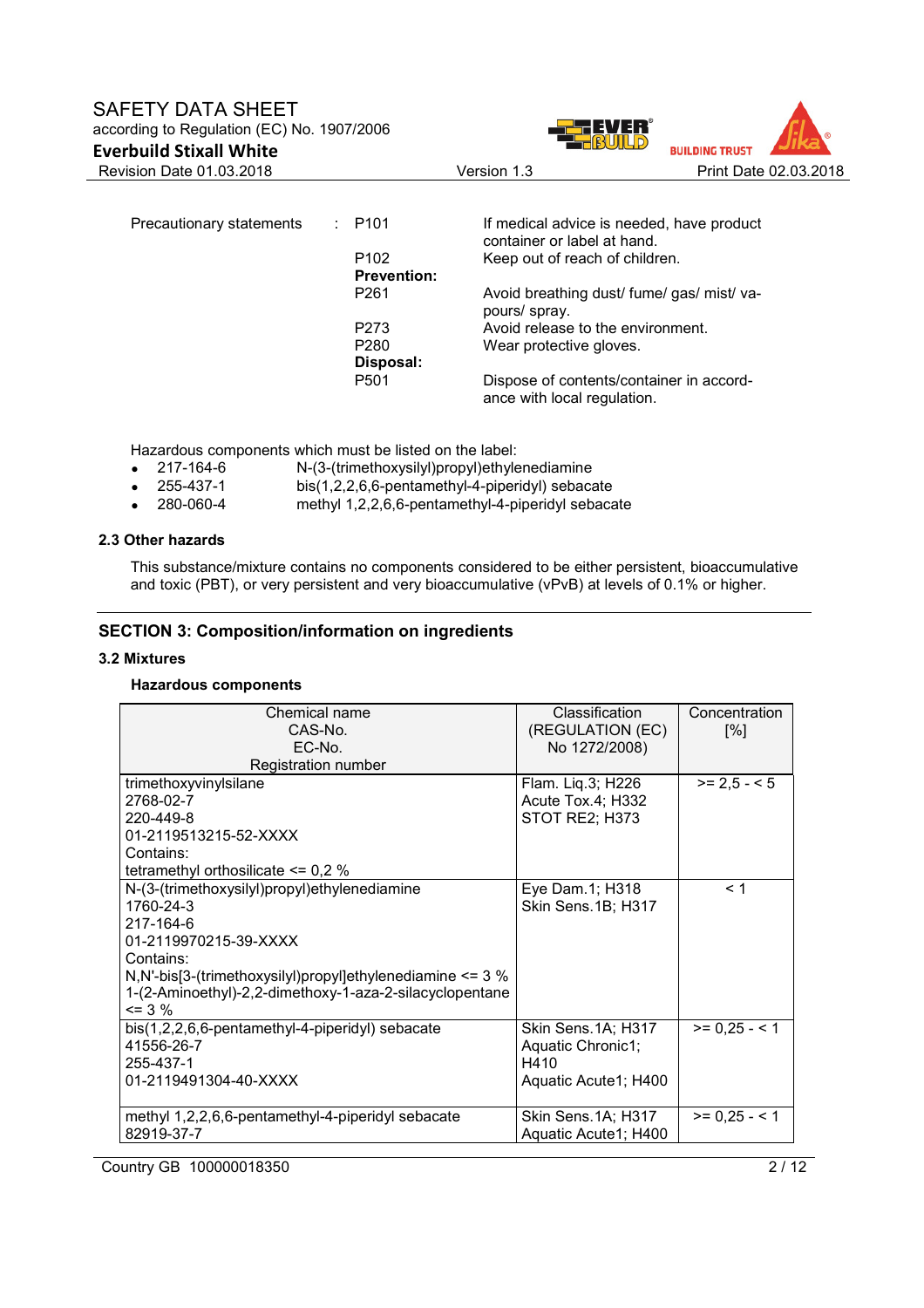Precautionary statements : 

| | | |
|---|---|---|
| | P101 | If medical advice is needed, have product container or label at hand. |
| | P102 | Keep out of reach of children. |
| | **Prevention:** | |
| | P261 | Avoid breathing dust/ fume/ gas/ mist/ vapours/ spray. |
| | P273 | Avoid release to the environment. |
| | P280 | Wear protective gloves. |
| | **Disposal:** | |
| | P501 | Dispose of contents/container in accordance with local regulation. |

Hazardous components which must be listed on the label:

- 217-164-6 N-(3-(trimethoxysilyl)propyl)ethylenediamine
- 255-437-1 bis(1,2,2,6,6-pentamethyl-4-piperidyl) sebacate
- 280-060-4 methyl 1,2,2,6,6-pentamethyl-4-piperidyl sebacate

### 2.3 Other hazards

This substance/mixture contains no components considered to be either persistent, bioaccumulative and toxic (PBT), or very persistent and very bioaccumulative (vPvB) at levels of 0.1% or higher.

## SECTION 3: Composition/information on ingredients

### 3.2 Mixtures

**Hazardous components**

| Chemical name<br>CAS-No.<br>EC-No.<br>Registration number | Classification (REGULATION (EC) No 1272/2008) | Concentration [%] |
|---|---|---|
| trimethoxyvinylsilane<br>2768-02-7<br>220-449-8<br>01-2119513215-52-XXXX<br>Contains:<br>tetramethyl orthosilicate <= 0,2 % | Flam. Liq.3; H226<br>Acute Tox.4; H332<br>STOT RE2; H373 | >= 2,5 - < 5 |
| N-(3-(trimethoxysilyl)propyl)ethylenediamine<br>1760-24-3<br>217-164-6<br>01-2119970215-39-XXXX<br>Contains:<br>N,N'-bis[3-(trimethoxysilyl)propyl]ethylenediamine <= 3 %<br>1-(2-Aminoethyl)-2,2-dimethoxy-1-aza-2-silacyclopentane <= 3 % | Eye Dam.1; H318<br>Skin Sens.1B; H317 | < 1 |
| bis(1,2,2,6,6-pentamethyl-4-piperidyl) sebacate<br>41556-26-7<br>255-437-1<br>01-2119491304-40-XXXX | Skin Sens.1A; H317<br>Aquatic Chronic1; H410<br>Aquatic Acute1; H400 | >= 0,25 - < 1 |
| methyl 1,2,2,6,6-pentamethyl-4-piperidyl sebacate<br>82919-37-7 | Skin Sens.1A; H317<br>Aquatic Acute1; H400 | >= 0,25 - < 1 |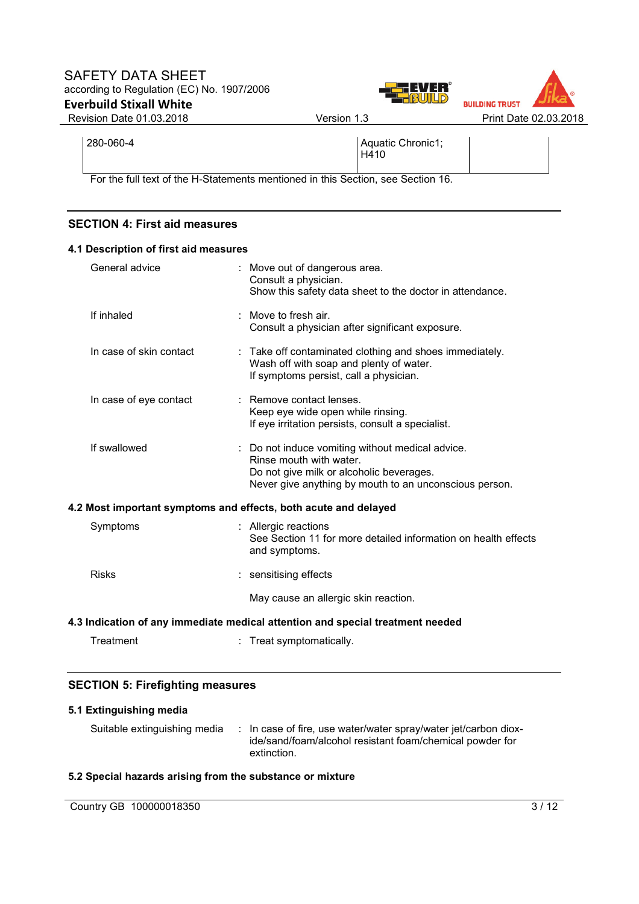| 280-060-4 | | Aquatic Chronic1; H410 | |
|---|---|---|---|

For the full text of the H-Statements mentioned in this Section, see Section 16.

## SECTION 4: First aid measures

### 4.1 Description of first aid measures

General advice : Move out of dangerous area.
Consult a physician.
Show this safety data sheet to the doctor in attendance.

If inhaled : Move to fresh air.
Consult a physician after significant exposure.

In case of skin contact : Take off contaminated clothing and shoes immediately.
Wash off with soap and plenty of water.
If symptoms persist, call a physician.

In case of eye contact : Remove contact lenses.
Keep eye wide open while rinsing.
If eye irritation persists, consult a specialist.

If swallowed : Do not induce vomiting without medical advice.
Rinse mouth with water.
Do not give milk or alcoholic beverages.
Never give anything by mouth to an unconscious person.

### 4.2 Most important symptoms and effects, both acute and delayed

Symptoms : Allergic reactions
See Section 11 for more detailed information on health effects and symptoms.

Risks : sensitising effects

May cause an allergic skin reaction.

### 4.3 Indication of any immediate medical attention and special treatment needed

Treatment : Treat symptomatically.

## SECTION 5: Firefighting measures

### 5.1 Extinguishing media

Suitable extinguishing media : In case of fire, use water/water spray/water jet/carbon dioxide/sand/foam/alcohol resistant foam/chemical powder for extinction.

### 5.2 Special hazards arising from the substance or mixture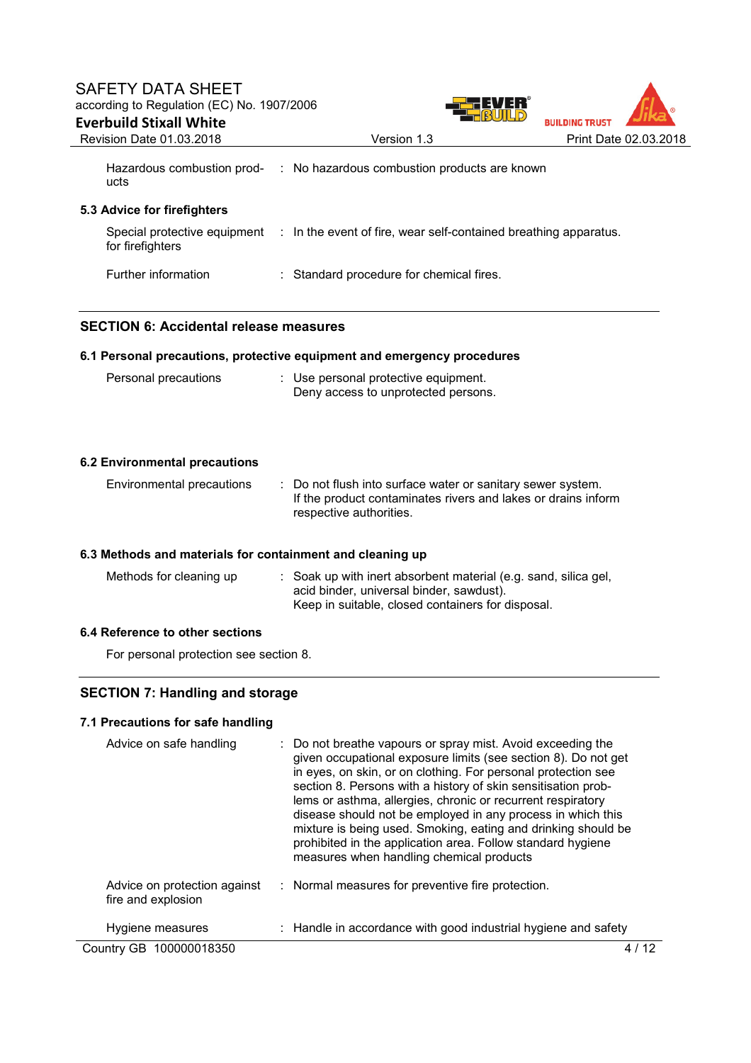| | | |
|---|---|---|
| Hazardous combustion products | : | No hazardous combustion products are known |

### 5.3 Advice for firefighters

| | | |
|---|---|---|
| Special protective equipment for firefighters | : | In the event of fire, wear self-contained breathing apparatus. |
| Further information | : | Standard procedure for chemical fires. |

## SECTION 6: Accidental release measures

### 6.1 Personal precautions, protective equipment and emergency procedures

| | | |
|---|---|---|
| Personal precautions | : | Use personal protective equipment.<br>Deny access to unprotected persons. |

### 6.2 Environmental precautions

| | | |
|---|---|---|
| Environmental precautions | : | Do not flush into surface water or sanitary sewer system.<br>If the product contaminates rivers and lakes or drains inform respective authorities. |

### 6.3 Methods and materials for containment and cleaning up

| | | |
|---|---|---|
| Methods for cleaning up | : | Soak up with inert absorbent material (e.g. sand, silica gel, acid binder, universal binder, sawdust).<br>Keep in suitable, closed containers for disposal. |

### 6.4 Reference to other sections

For personal protection see section 8.

## SECTION 7: Handling and storage

### 7.1 Precautions for safe handling

| | | |
|---|---|---|
| Advice on safe handling | : | Do not breathe vapours or spray mist. Avoid exceeding the given occupational exposure limits (see section 8). Do not get in eyes, on skin, or on clothing. For personal protection see section 8. Persons with a history of skin sensitisation problems or asthma, allergies, chronic or recurrent respiratory disease should not be employed in any process in which this mixture is being used. Smoking, eating and drinking should be prohibited in the application area. Follow standard hygiene measures when handling chemical products |
| Advice on protection against fire and explosion | : | Normal measures for preventive fire protection. |
| Hygiene measures | : | Handle in accordance with good industrial hygiene and safety |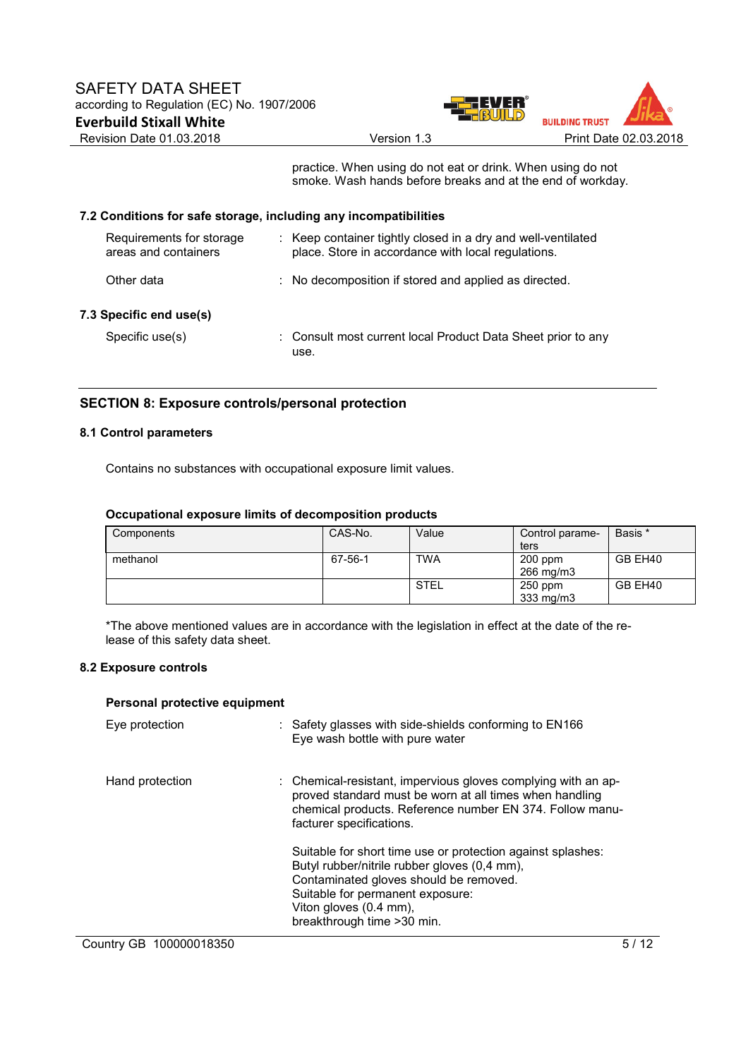practice. When using do not eat or drink. When using do not smoke. Wash hands before breaks and at the end of workday.

### 7.2 Conditions for safe storage, including any incompatibilities

| | |
|---|---|
| Requirements for storage areas and containers | : Keep container tightly closed in a dry and well-ventilated place. Store in accordance with local regulations. |
| Other data | : No decomposition if stored and applied as directed. |

### 7.3 Specific end use(s)

| | |
|---|---|
| Specific use(s) | : Consult most current local Product Data Sheet prior to any use. |

## SECTION 8: Exposure controls/personal protection

### 8.1 Control parameters

Contains no substances with occupational exposure limit values.

**Occupational exposure limits of decomposition products**

| Components | CAS-No. | Value | Control parameters | Basis * |
|---|---|---|---|---|
| methanol | 67-56-1 | TWA | 200 ppm<br>266 mg/m3 | GB EH40 |
| | | STEL | 250 ppm<br>333 mg/m3 | GB EH40 |

*The above mentioned values are in accordance with the legislation in effect at the date of the release of this safety data sheet.

### 8.2 Exposure controls

**Personal protective equipment**

| | |
|---|---|
| Eye protection | : Safety glasses with side-shields conforming to EN166<br>Eye wash bottle with pure water |
| Hand protection | : Chemical-resistant, impervious gloves complying with an approved standard must be worn at all times when handling chemical products. Reference number EN 374. Follow manufacturer specifications.<br><br>Suitable for short time use or protection against splashes:<br>Butyl rubber/nitrile rubber gloves (0,4 mm),<br>Contaminated gloves should be removed.<br>Suitable for permanent exposure:<br>Viton gloves (0.4 mm),<br>breakthrough time >30 min. |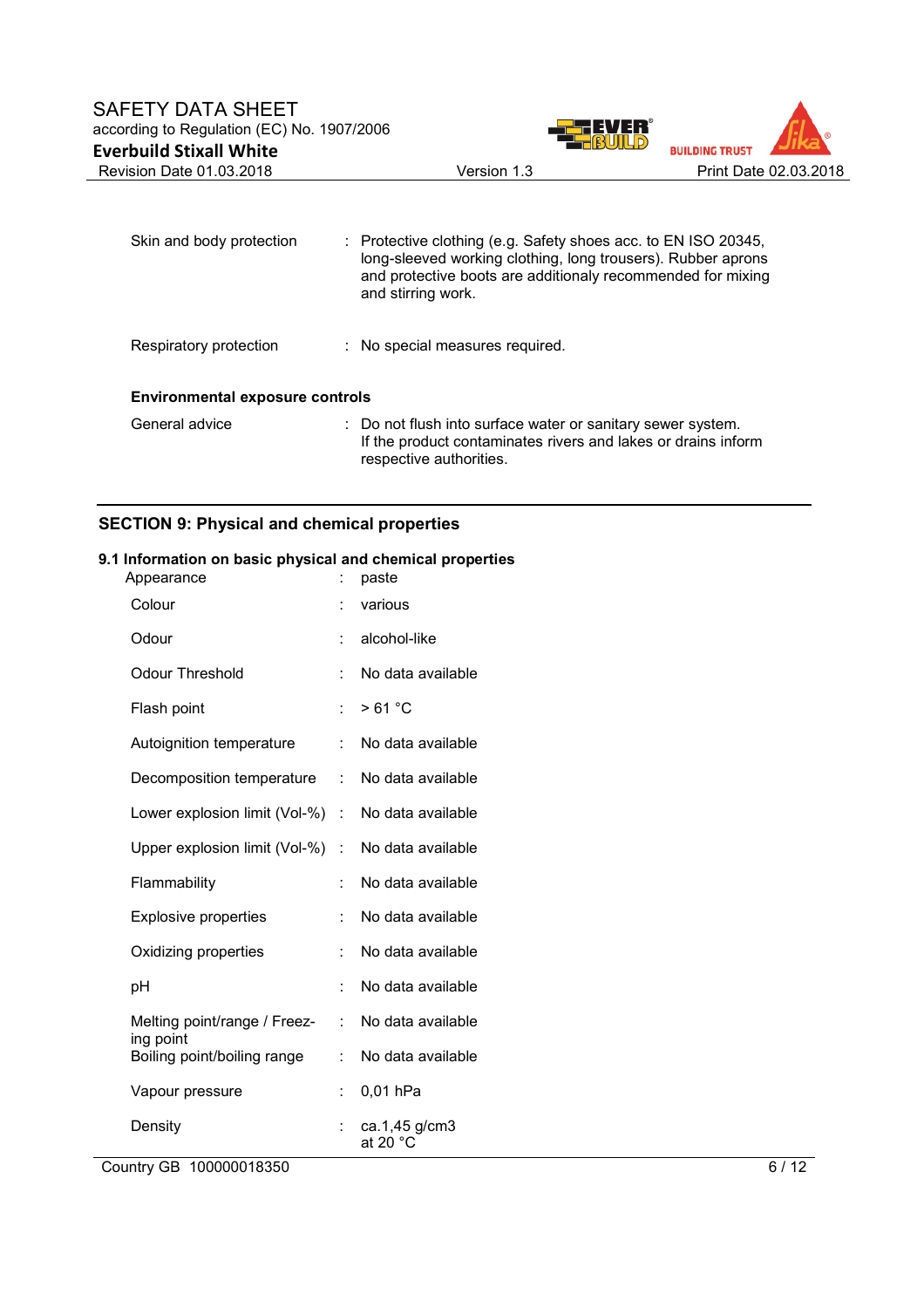| | | |
|---|---|---|
| Skin and body protection | : | Protective clothing (e.g. Safety shoes acc. to EN ISO 20345, long-sleeved working clothing, long trousers). Rubber aprons and protective boots are additionaly recommended for mixing and stirring work. |
| Respiratory protection | : | No special measures required. |

**Environmental exposure controls**

| | | |
|---|---|---|
| General advice | : | Do not flush into surface water or sanitary sewer system. If the product contaminates rivers and lakes or drains inform respective authorities. |

## SECTION 9: Physical and chemical properties

### 9.1 Information on basic physical and chemical properties

| | | |
|---|---|---|
| Appearance | : | paste |
| Colour | : | various |
| Odour | : | alcohol-like |
| Odour Threshold | : | No data available |
| Flash point | : | > 61 °C |
| Autoignition temperature | : | No data available |
| Decomposition temperature | : | No data available |
| Lower explosion limit (Vol-%) | : | No data available |
| Upper explosion limit (Vol-%) | : | No data available |
| Flammability | : | No data available |
| Explosive properties | : | No data available |
| Oxidizing properties | : | No data available |
| pH | : | No data available |
| Melting point/range / Freezing point | : | No data available |
| Boiling point/boiling range | : | No data available |
| Vapour pressure | : | 0,01 hPa |
| Density | : | ca.1,45 g/cm3 at 20 °C |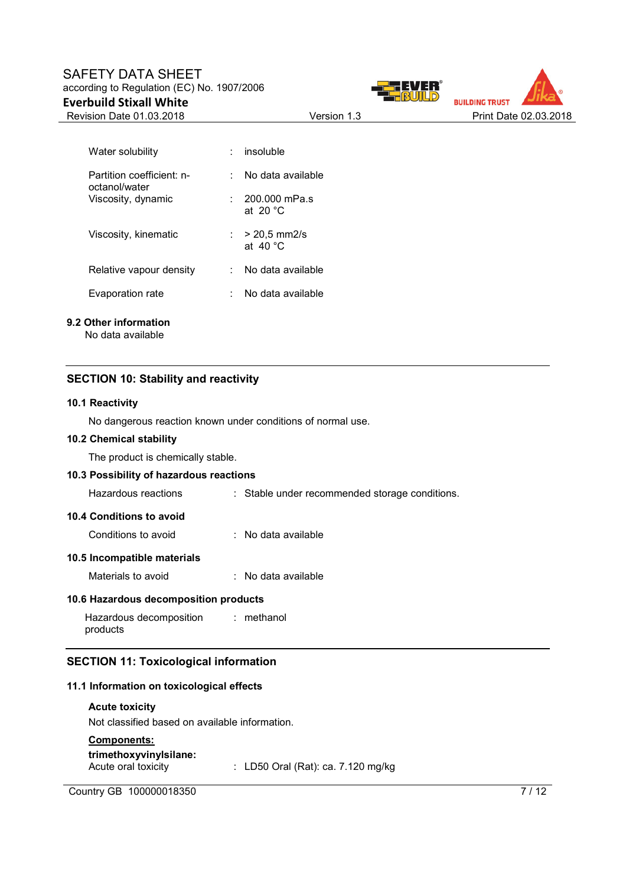| | | |
|---|---|---|
| Water solubility | : | insoluble |
| Partition coefficient: n-octanol/water | : | No data available |
| Viscosity, dynamic | : | 200.000 mPa.s<br>at 20 °C |
| Viscosity, kinematic | : | > 20,5 mm2/s<br>at 40 °C |
| Relative vapour density | : | No data available |
| Evaporation rate | : | No data available |

**9.2 Other information**

No data available

## SECTION 10: Stability and reactivity

**10.1 Reactivity**

No dangerous reaction known under conditions of normal use.

**10.2 Chemical stability**

The product is chemically stable.

**10.3 Possibility of hazardous reactions**

Hazardous reactions : Stable under recommended storage conditions.

**10.4 Conditions to avoid**

Conditions to avoid : No data available

**10.5 Incompatible materials**

Materials to avoid : No data available

**10.6 Hazardous decomposition products**

Hazardous decomposition products : methanol

## SECTION 11: Toxicological information

**11.1 Information on toxicological effects**

**Acute toxicity**

Not classified based on available information.

**Components:**

**trimethoxyvinylsilane:**

Acute oral toxicity : LD50 Oral (Rat): ca. 7.120 mg/kg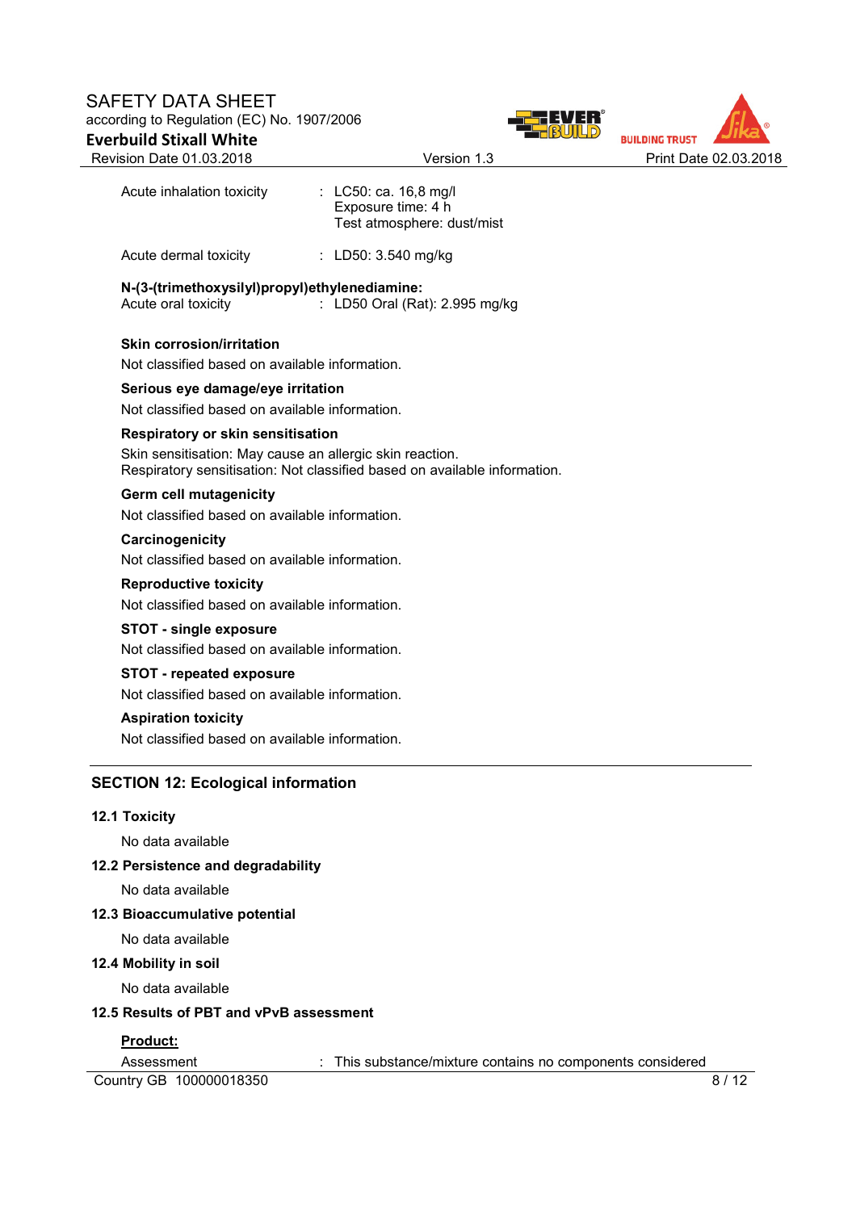Acute inhalation toxicity : LC50: ca. 16,8 mg/l
Exposure time: 4 h
Test atmosphere: dust/mist

Acute dermal toxicity : LD50: 3.540 mg/kg

**N-(3-(trimethoxysilyl)propyl)ethylenediamine:**
Acute oral toxicity : LD50 Oral (Rat): 2.995 mg/kg

**Skin corrosion/irritation**

Not classified based on available information.

**Serious eye damage/eye irritation**

Not classified based on available information.

**Respiratory or skin sensitisation**

Skin sensitisation: May cause an allergic skin reaction.
Respiratory sensitisation: Not classified based on available information.

**Germ cell mutagenicity**

Not classified based on available information.

**Carcinogenicity**

Not classified based on available information.

**Reproductive toxicity**

Not classified based on available information.

**STOT - single exposure**

Not classified based on available information.

**STOT - repeated exposure**

Not classified based on available information.

**Aspiration toxicity**

Not classified based on available information.

## SECTION 12: Ecological information

### 12.1 Toxicity

No data available

### 12.2 Persistence and degradability

No data available

### 12.3 Bioaccumulative potential

No data available

### 12.4 Mobility in soil

No data available

### 12.5 Results of PBT and vPvB assessment

**Product:**

Assessment : This substance/mixture contains no components considered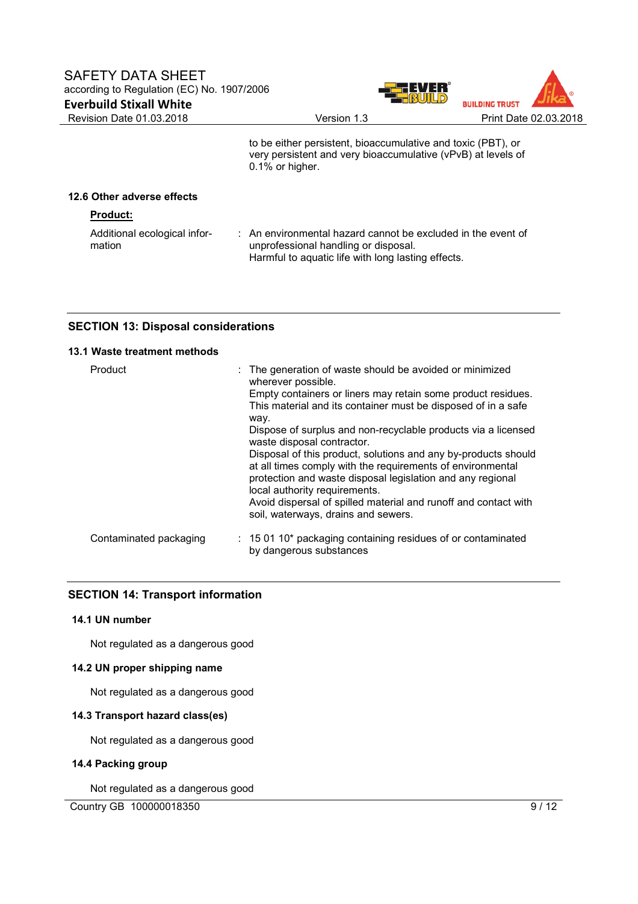to be either persistent, bioaccumulative and toxic (PBT), or very persistent and very bioaccumulative (vPvB) at levels of 0.1% or higher.

### 12.6 Other adverse effects

**Product:**

| | |
|---|---|
| Additional ecological information | : An environmental hazard cannot be excluded in the event of unprofessional handling or disposal. Harmful to aquatic life with long lasting effects. |

## SECTION 13: Disposal considerations

### 13.1 Waste treatment methods

| | |
|---|---|
| Product | : The generation of waste should be avoided or minimized wherever possible. Empty containers or liners may retain some product residues. This material and its container must be disposed of in a safe way. Dispose of surplus and non-recyclable products via a licensed waste disposal contractor. Disposal of this product, solutions and any by-products should at all times comply with the requirements of environmental protection and waste disposal legislation and any regional local authority requirements. Avoid dispersal of spilled material and runoff and contact with soil, waterways, drains and sewers. |
| Contaminated packaging | : 15 01 10* packaging containing residues of or contaminated by dangerous substances |

## SECTION 14: Transport information

### 14.1 UN number

Not regulated as a dangerous good

### 14.2 UN proper shipping name

Not regulated as a dangerous good

### 14.3 Transport hazard class(es)

Not regulated as a dangerous good

### 14.4 Packing group

Not regulated as a dangerous good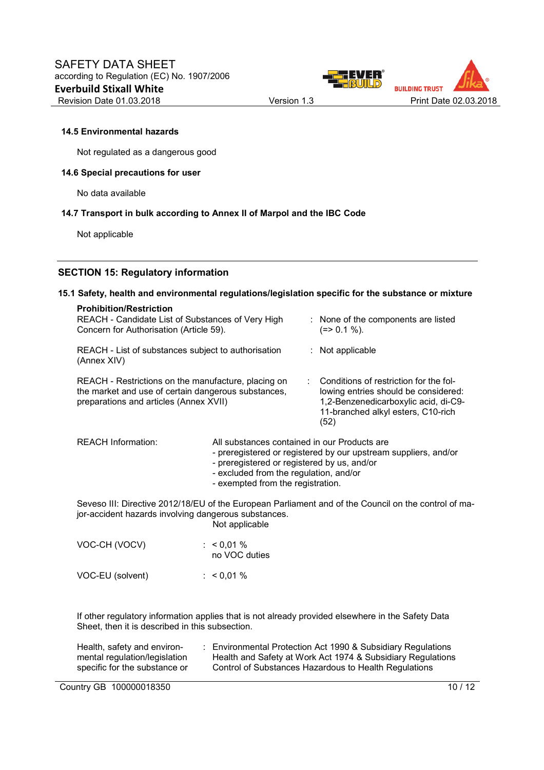### 14.5 Environmental hazards

Not regulated as a dangerous good

### 14.6 Special precautions for user

No data available

### 14.7 Transport in bulk according to Annex II of Marpol and the IBC Code

Not applicable

## SECTION 15: Regulatory information

### 15.1 Safety, health and environmental regulations/legislation specific for the substance or mixture

**Prohibition/Restriction**

| | |
|---|---|
| REACH - Candidate List of Substances of Very High Concern for Authorisation (Article 59). | : None of the components are listed (=> 0.1 %). |
| REACH - List of substances subject to authorisation (Annex XIV) | : Not applicable |
| REACH - Restrictions on the manufacture, placing on the market and use of certain dangerous substances, preparations and articles (Annex XVII) | : Conditions of restriction for the following entries should be considered: 1,2-Benzenedicarboxylic acid, di-C9-11-branched alkyl esters, C10-rich (52) |

REACH Information: All substances contained in our Products are
- preregistered or registered by our upstream suppliers, and/or
- preregistered or registered by us, and/or
- excluded from the regulation, and/or
- exempted from the registration.

Seveso III: Directive 2012/18/EU of the European Parliament and of the Council on the control of major-accident hazards involving dangerous substances.
Not applicable

| | |
|---|---|
| VOC-CH (VOCV) | : < 0,01 %<br>no VOC duties |
| VOC-EU (solvent) | : < 0,01 % |

If other regulatory information applies that is not already provided elsewhere in the Safety Data Sheet, then it is described in this subsection.

| | |
|---|---|
| Health, safety and environmental regulation/legislation specific for the substance or | : Environmental Protection Act 1990 & Subsidiary Regulations<br>Health and Safety at Work Act 1974 & Subsidiary Regulations<br>Control of Substances Hazardous to Health Regulations |

Country GB 100000018350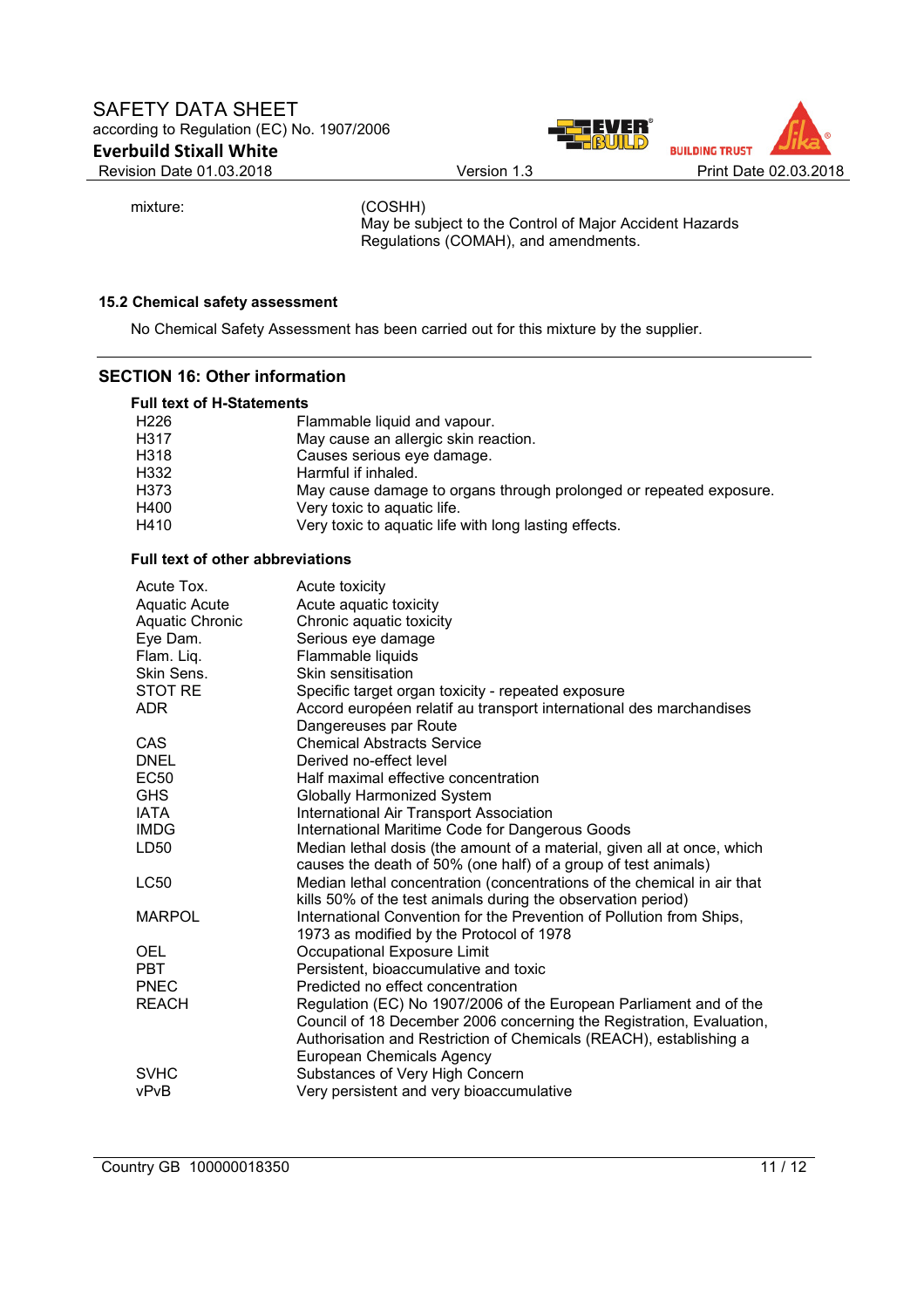| | |
|---|---|
| mixture: | (COSHH)<br>May be subject to the Control of Major Accident Hazards Regulations (COMAH), and amendments. |

### 15.2 Chemical safety assessment

No Chemical Safety Assessment has been carried out for this mixture by the supplier.

## SECTION 16: Other information

**Full text of H-Statements**

| | |
|---|---|
| H226 | Flammable liquid and vapour. |
| H317 | May cause an allergic skin reaction. |
| H318 | Causes serious eye damage. |
| H332 | Harmful if inhaled. |
| H373 | May cause damage to organs through prolonged or repeated exposure. |
| H400 | Very toxic to aquatic life. |
| H410 | Very toxic to aquatic life with long lasting effects. |

**Full text of other abbreviations**

| | |
|---|---|
| Acute Tox. | Acute toxicity |
| Aquatic Acute | Acute aquatic toxicity |
| Aquatic Chronic | Chronic aquatic toxicity |
| Eye Dam. | Serious eye damage |
| Flam. Liq. | Flammable liquids |
| Skin Sens. | Skin sensitisation |
| STOT RE | Specific target organ toxicity - repeated exposure |
| ADR | Accord européen relatif au transport international des marchandises Dangereuses par Route |
| CAS | Chemical Abstracts Service |
| DNEL | Derived no-effect level |
| EC50 | Half maximal effective concentration |
| GHS | Globally Harmonized System |
| IATA | International Air Transport Association |
| IMDG | International Maritime Code for Dangerous Goods |
| LD50 | Median lethal dosis (the amount of a material, given all at once, which causes the death of 50% (one half) of a group of test animals) |
| LC50 | Median lethal concentration (concentrations of the chemical in air that kills 50% of the test animals during the observation period) |
| MARPOL | International Convention for the Prevention of Pollution from Ships, 1973 as modified by the Protocol of 1978 |
| OEL | Occupational Exposure Limit |
| PBT | Persistent, bioaccumulative and toxic |
| PNEC | Predicted no effect concentration |
| REACH | Regulation (EC) No 1907/2006 of the European Parliament and of the Council of 18 December 2006 concerning the Registration, Evaluation, Authorisation and Restriction of Chemicals (REACH), establishing a European Chemicals Agency |
| SVHC | Substances of Very High Concern |
| vPvB | Very persistent and very bioaccumulative |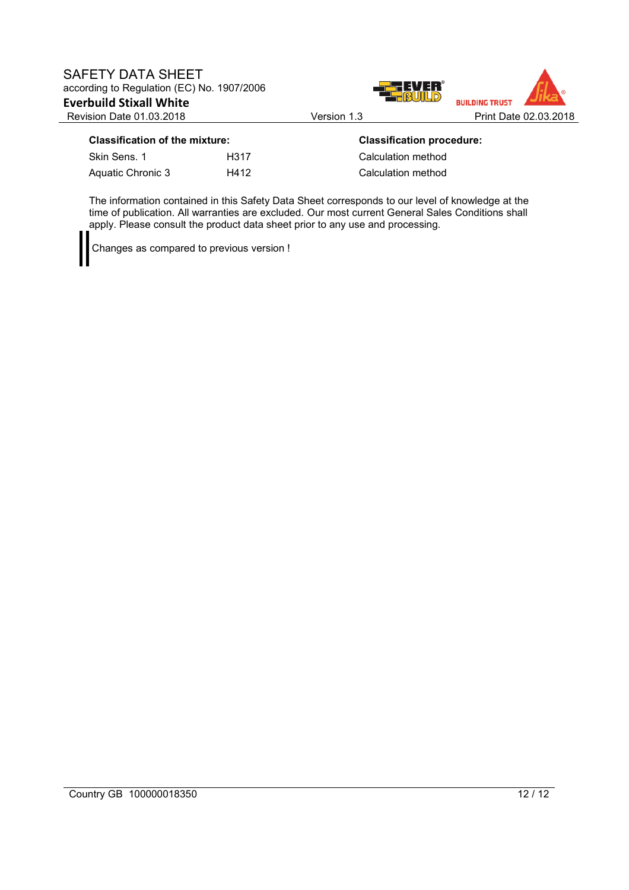| Classification of the mixture: | | Classification procedure: |
| --- | --- | --- |
| Skin Sens. 1 | H317 | Calculation method |
| Aquatic Chronic 3 | H412 | Calculation method |

The information contained in this Safety Data Sheet corresponds to our level of knowledge at the time of publication. All warranties are excluded. Our most current General Sales Conditions shall apply. Please consult the product data sheet prior to any use and processing.

Changes as compared to previous version !